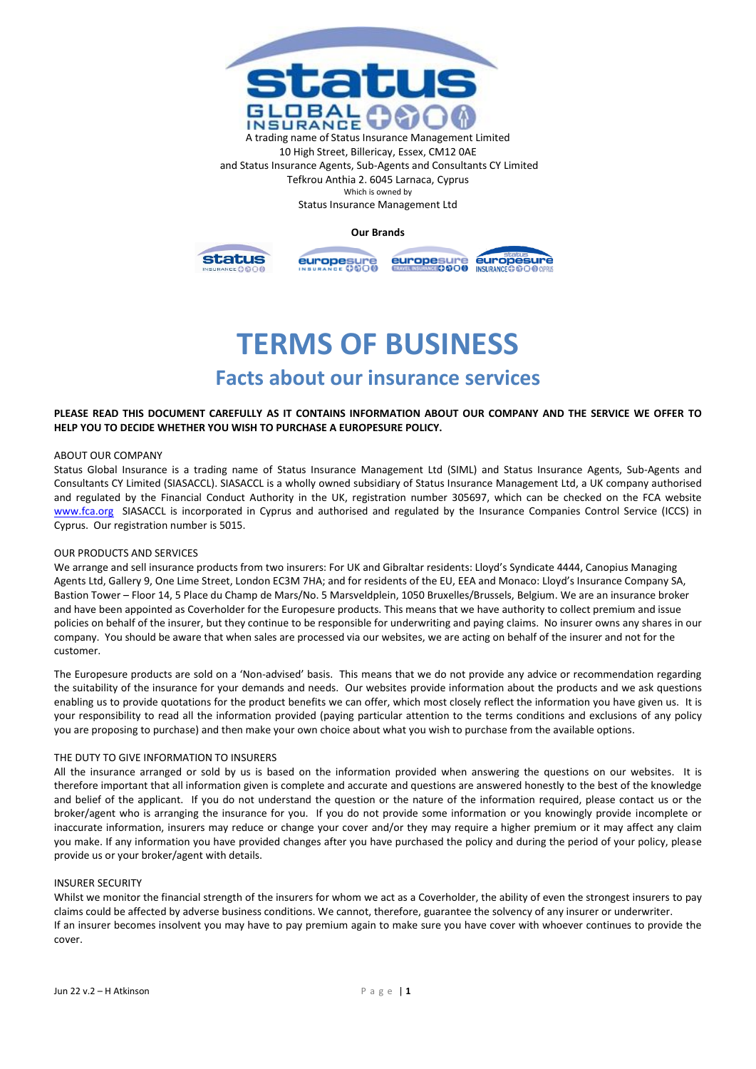A trading name of Status Insurance Management Limited
10 High Street, Billericay, Essex, CM12 0AE
and Status Insurance Agents, Sub-Agents and Consultants CY Limited
Tefkrou Anthia 2. 6045 Larnaca, Cyprus
Which is owned by
Status Insurance Management Ltd

**Our Brands**

# TERMS OF BUSINESS

## Facts about our insurance services

**PLEASE READ THIS DOCUMENT CAREFULLY AS IT CONTAINS INFORMATION ABOUT OUR COMPANY AND THE SERVICE WE OFFER TO HELP YOU TO DECIDE WHETHER YOU WISH TO PURCHASE A EUROPESURE POLICY.**

### ABOUT OUR COMPANY

Status Global Insurance is a trading name of Status Insurance Management Ltd (SIML) and Status Insurance Agents, Sub-Agents and Consultants CY Limited (SIASACCL). SIASACCL is a wholly owned subsidiary of Status Insurance Management Ltd, a UK company authorised and regulated by the Financial Conduct Authority in the UK, registration number 305697, which can be checked on the FCA website www.fca.org SIASACCL is incorporated in Cyprus and authorised and regulated by the Insurance Companies Control Service (ICCS) in Cyprus. Our registration number is 5015.

### OUR PRODUCTS AND SERVICES

We arrange and sell insurance products from two insurers: For UK and Gibraltar residents: Lloyd's Syndicate 4444, Canopius Managing Agents Ltd, Gallery 9, One Lime Street, London EC3M 7HA; and for residents of the EU, EEA and Monaco: Lloyd's Insurance Company SA, Bastion Tower – Floor 14, 5 Place du Champ de Mars/No. 5 Marsveldplein, 1050 Bruxelles/Brussels, Belgium. We are an insurance broker and have been appointed as Coverholder for the Europesure products. This means that we have authority to collect premium and issue policies on behalf of the insurer, but they continue to be responsible for underwriting and paying claims. No insurer owns any shares in our company. You should be aware that when sales are processed via our websites, we are acting on behalf of the insurer and not for the customer.

The Europesure products are sold on a 'Non-advised' basis. This means that we do not provide any advice or recommendation regarding the suitability of the insurance for your demands and needs. Our websites provide information about the products and we ask questions enabling us to provide quotations for the product benefits we can offer, which most closely reflect the information you have given us. It is your responsibility to read all the information provided (paying particular attention to the terms conditions and exclusions of any policy you are proposing to purchase) and then make your own choice about what you wish to purchase from the available options.

### THE DUTY TO GIVE INFORMATION TO INSURERS

All the insurance arranged or sold by us is based on the information provided when answering the questions on our websites. It is therefore important that all information given is complete and accurate and questions are answered honestly to the best of the knowledge and belief of the applicant. If you do not understand the question or the nature of the information required, please contact us or the broker/agent who is arranging the insurance for you. If you do not provide some information or you knowingly provide incomplete or inaccurate information, insurers may reduce or change your cover and/or they may require a higher premium or it may affect any claim you make. If any information you have provided changes after you have purchased the policy and during the period of your policy, please provide us or your broker/agent with details.

### INSURER SECURITY

Whilst we monitor the financial strength of the insurers for whom we act as a Coverholder, the ability of even the strongest insurers to pay claims could be affected by adverse business conditions. We cannot, therefore, guarantee the solvency of any insurer or underwriter.
If an insurer becomes insolvent you may have to pay premium again to make sure you have cover with whoever continues to provide the cover.

Jun 22 v.2 – H Atkinson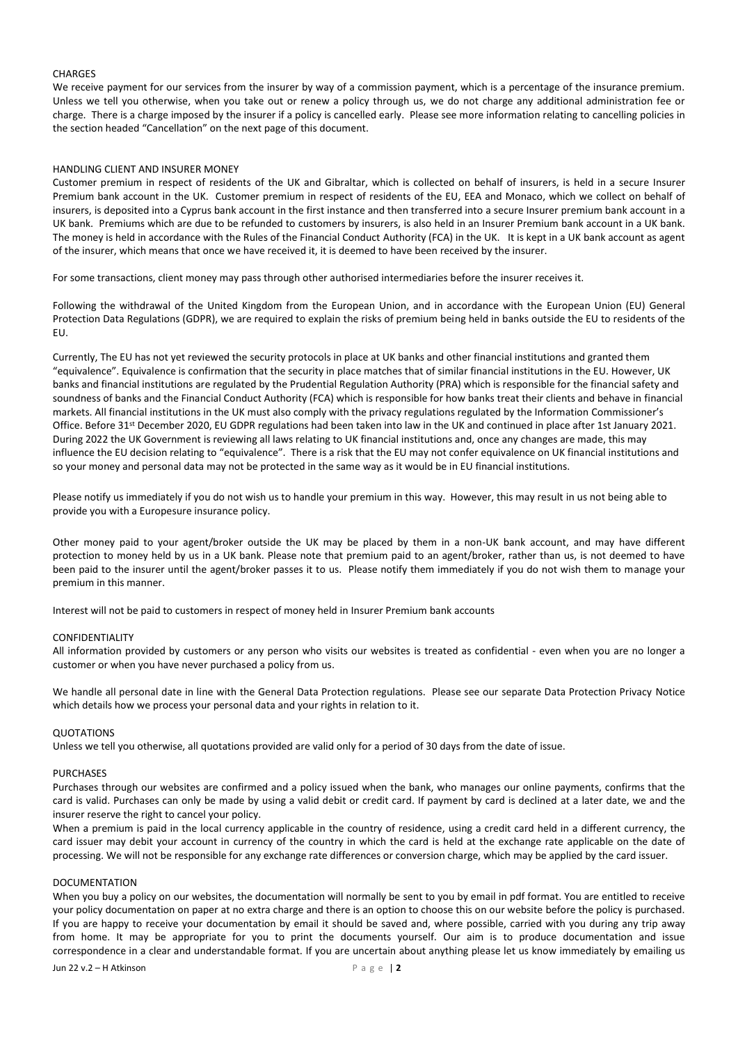## CHARGES

We receive payment for our services from the insurer by way of a commission payment, which is a percentage of the insurance premium. Unless we tell you otherwise, when you take out or renew a policy through us, we do not charge any additional administration fee or charge. There is a charge imposed by the insurer if a policy is cancelled early. Please see more information relating to cancelling policies in the section headed "Cancellation" on the next page of this document.

## HANDLING CLIENT AND INSURER MONEY

Customer premium in respect of residents of the UK and Gibraltar, which is collected on behalf of insurers, is held in a secure Insurer Premium bank account in the UK. Customer premium in respect of residents of the EU, EEA and Monaco, which we collect on behalf of insurers, is deposited into a Cyprus bank account in the first instance and then transferred into a secure Insurer premium bank account in a UK bank. Premiums which are due to be refunded to customers by insurers, is also held in an Insurer Premium bank account in a UK bank. The money is held in accordance with the Rules of the Financial Conduct Authority (FCA) in the UK. It is kept in a UK bank account as agent of the insurer, which means that once we have received it, it is deemed to have been received by the insurer.

For some transactions, client money may pass through other authorised intermediaries before the insurer receives it.

Following the withdrawal of the United Kingdom from the European Union, and in accordance with the European Union (EU) General Protection Data Regulations (GDPR), we are required to explain the risks of premium being held in banks outside the EU to residents of the EU.

Currently, The EU has not yet reviewed the security protocols in place at UK banks and other financial institutions and granted them "equivalence". Equivalence is confirmation that the security in place matches that of similar financial institutions in the EU. However, UK banks and financial institutions are regulated by the Prudential Regulation Authority (PRA) which is responsible for the financial safety and soundness of banks and the Financial Conduct Authority (FCA) which is responsible for how banks treat their clients and behave in financial markets. All financial institutions in the UK must also comply with the privacy regulations regulated by the Information Commissioner's Office. Before 31st December 2020, EU GDPR regulations had been taken into law in the UK and continued in place after 1st January 2021. During 2022 the UK Government is reviewing all laws relating to UK financial institutions and, once any changes are made, this may influence the EU decision relating to "equivalence". There is a risk that the EU may not confer equivalence on UK financial institutions and so your money and personal data may not be protected in the same way as it would be in EU financial institutions.

Please notify us immediately if you do not wish us to handle your premium in this way. However, this may result in us not being able to provide you with a Europesure insurance policy.

Other money paid to your agent/broker outside the UK may be placed by them in a non-UK bank account, and may have different protection to money held by us in a UK bank. Please note that premium paid to an agent/broker, rather than us, is not deemed to have been paid to the insurer until the agent/broker passes it to us. Please notify them immediately if you do not wish them to manage your premium in this manner.

Interest will not be paid to customers in respect of money held in Insurer Premium bank accounts

## CONFIDENTIALITY

All information provided by customers or any person who visits our websites is treated as confidential - even when you are no longer a customer or when you have never purchased a policy from us.

We handle all personal date in line with the General Data Protection regulations. Please see our separate Data Protection Privacy Notice which details how we process your personal data and your rights in relation to it.

## QUOTATIONS

Unless we tell you otherwise, all quotations provided are valid only for a period of 30 days from the date of issue.

## PURCHASES

Purchases through our websites are confirmed and a policy issued when the bank, who manages our online payments, confirms that the card is valid. Purchases can only be made by using a valid debit or credit card. If payment by card is declined at a later date, we and the insurer reserve the right to cancel your policy.

When a premium is paid in the local currency applicable in the country of residence, using a credit card held in a different currency, the card issuer may debit your account in currency of the country in which the card is held at the exchange rate applicable on the date of processing. We will not be responsible for any exchange rate differences or conversion charge, which may be applied by the card issuer.

## DOCUMENTATION

When you buy a policy on our websites, the documentation will normally be sent to you by email in pdf format. You are entitled to receive your policy documentation on paper at no extra charge and there is an option to choose this on our website before the policy is purchased. If you are happy to receive your documentation by email it should be saved and, where possible, carried with you during any trip away from home. It may be appropriate for you to print the documents yourself. Our aim is to produce documentation and issue correspondence in a clear and understandable format. If you are uncertain about anything please let us know immediately by emailing us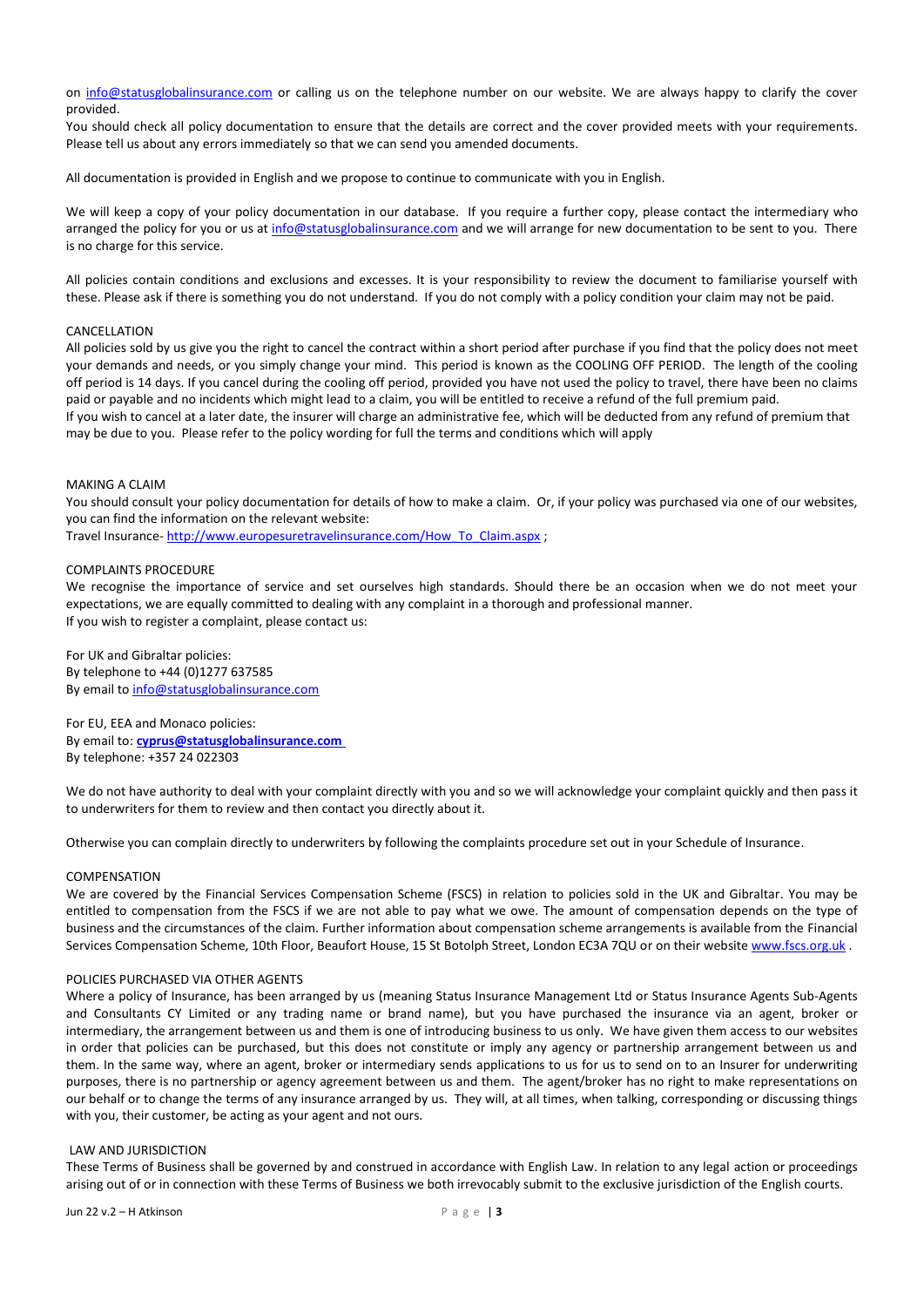on info@statusglobalinsurance.com or calling us on the telephone number on our website. We are always happy to clarify the cover provided.

You should check all policy documentation to ensure that the details are correct and the cover provided meets with your requirements. Please tell us about any errors immediately so that we can send you amended documents.

All documentation is provided in English and we propose to continue to communicate with you in English.

We will keep a copy of your policy documentation in our database. If you require a further copy, please contact the intermediary who arranged the policy for you or us at info@statusglobalinsurance.com and we will arrange for new documentation to be sent to you. There is no charge for this service.

All policies contain conditions and exclusions and excesses. It is your responsibility to review the document to familiarise yourself with these. Please ask if there is something you do not understand. If you do not comply with a policy condition your claim may not be paid.

## CANCELLATION

All policies sold by us give you the right to cancel the contract within a short period after purchase if you find that the policy does not meet your demands and needs, or you simply change your mind. This period is known as the COOLING OFF PERIOD. The length of the cooling off period is 14 days. If you cancel during the cooling off period, provided you have not used the policy to travel, there have been no claims paid or payable and no incidents which might lead to a claim, you will be entitled to receive a refund of the full premium paid.

If you wish to cancel at a later date, the insurer will charge an administrative fee, which will be deducted from any refund of premium that may be due to you. Please refer to the policy wording for full the terms and conditions which will apply

## MAKING A CLAIM

You should consult your policy documentation for details of how to make a claim. Or, if your policy was purchased via one of our websites, you can find the information on the relevant website:

Travel Insurance- http://www.europesuretravelinsurance.com/How_To_Claim.aspx ;

## COMPLAINTS PROCEDURE

We recognise the importance of service and set ourselves high standards. Should there be an occasion when we do not meet your expectations, we are equally committed to dealing with any complaint in a thorough and professional manner.

If you wish to register a complaint, please contact us:

For UK and Gibraltar policies:
By telephone to +44 (0)1277 637585
By email to info@statusglobalinsurance.com

For EU, EEA and Monaco policies:
By email to: **cyprus@statusglobalinsurance.com**
By telephone: +357 24 022303

We do not have authority to deal with your complaint directly with you and so we will acknowledge your complaint quickly and then pass it to underwriters for them to review and then contact you directly about it.

Otherwise you can complain directly to underwriters by following the complaints procedure set out in your Schedule of Insurance.

## COMPENSATION

We are covered by the Financial Services Compensation Scheme (FSCS) in relation to policies sold in the UK and Gibraltar. You may be entitled to compensation from the FSCS if we are not able to pay what we owe. The amount of compensation depends on the type of business and the circumstances of the claim. Further information about compensation scheme arrangements is available from the Financial Services Compensation Scheme, 10th Floor, Beaufort House, 15 St Botolph Street, London EC3A 7QU or on their website www.fscs.org.uk .

## POLICIES PURCHASED VIA OTHER AGENTS

Where a policy of Insurance, has been arranged by us (meaning Status Insurance Management Ltd or Status Insurance Agents Sub-Agents and Consultants CY Limited or any trading name or brand name), but you have purchased the insurance via an agent, broker or intermediary, the arrangement between us and them is one of introducing business to us only. We have given them access to our websites in order that policies can be purchased, but this does not constitute or imply any agency or partnership arrangement between us and them. In the same way, where an agent, broker or intermediary sends applications to us for us to send on to an Insurer for underwriting purposes, there is no partnership or agency agreement between us and them. The agent/broker has no right to make representations on our behalf or to change the terms of any insurance arranged by us. They will, at all times, when talking, corresponding or discussing things with you, their customer, be acting as your agent and not ours.

## LAW AND JURISDICTION

These Terms of Business shall be governed by and construed in accordance with English Law. In relation to any legal action or proceedings arising out of or in connection with these Terms of Business we both irrevocably submit to the exclusive jurisdiction of the English courts.

Jun 22 v.2 – H Atkinson